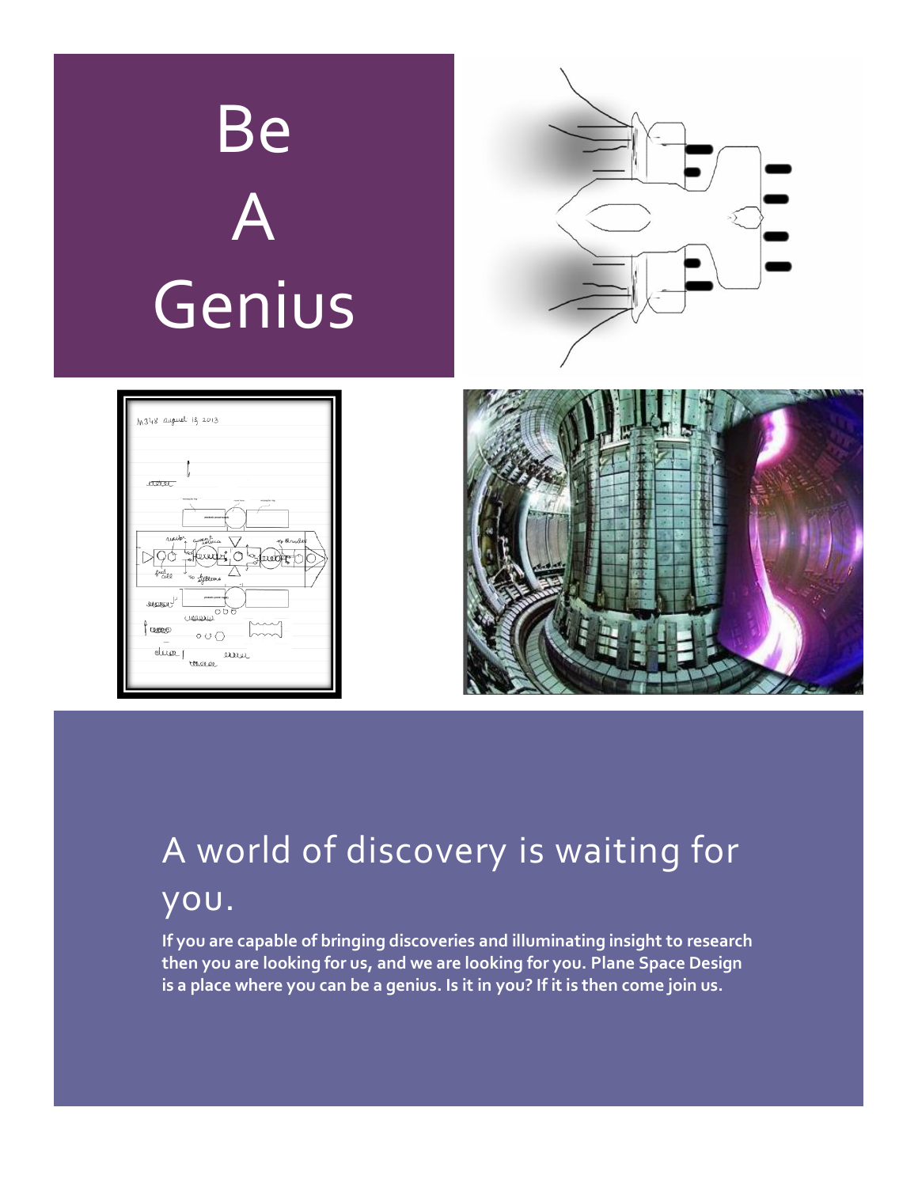# Be A Genius

## A world of discovery is waiting for you.

**If you are capable of bringing discoveries and illuminating insight to research then you are looking for us, and we are looking for you. Plane Space Design is a place where you can be a genius. Is it in you? If it is then come join us.**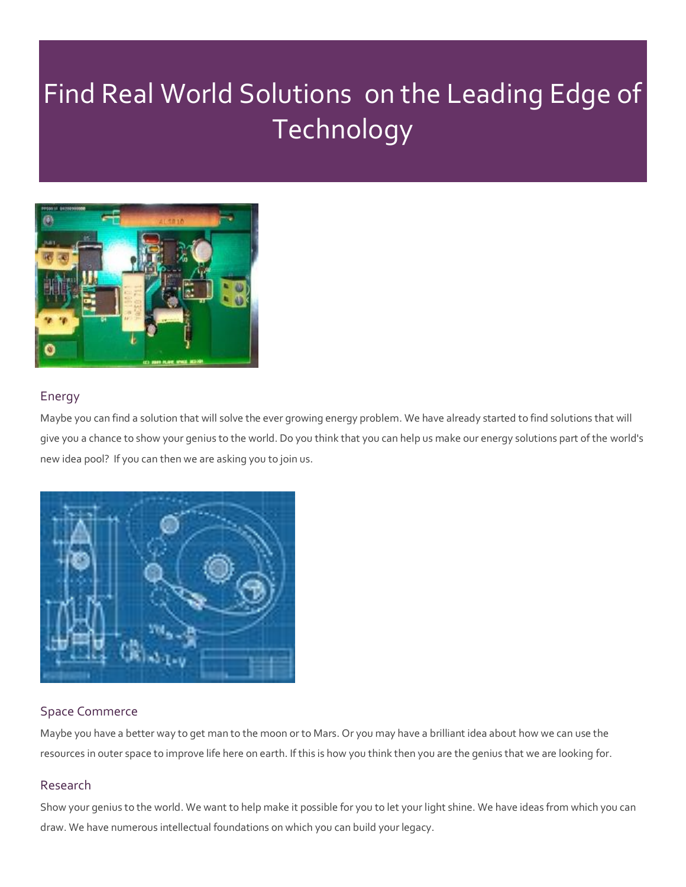# Find Real World Solutions on the Leading Edge of Technology

## Energy

Maybe you can find a solution that will solve the ever growing energy problem. We have already started to find solutions that will give you a chance to show your genius to the world. Do you think that you can help us make our energy solutions part of the world's new idea pool? If you can then we are asking you to join us.

## Space Commerce

Maybe you have a better way to get man to the moon or to Mars. Or you may have a brilliant idea about how we can use the resources in outer space to improve life here on earth. If this is how you think then you are the genius that we are looking for.

## Research

Show your genius to the world. We want to help make it possible for you to let your light shine. We have ideas from which you can draw. We have numerous intellectual foundations on which you can build your legacy.